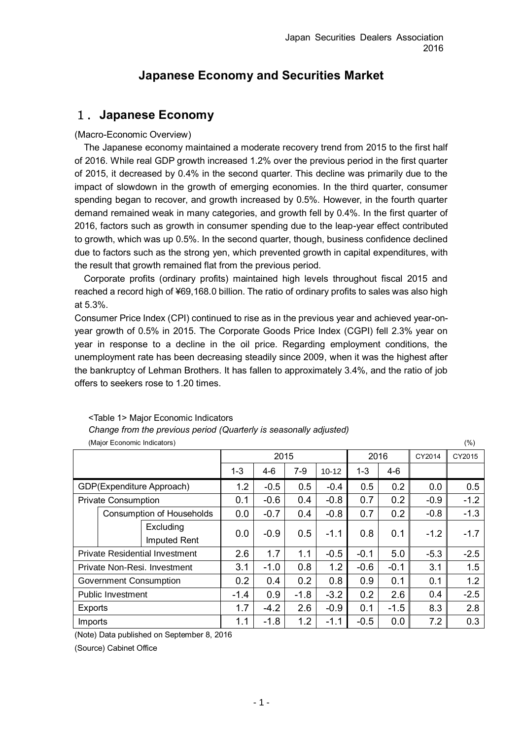Japan Securities Dealers Association
2016

# Japanese Economy and Securities Market

## 1．Japanese Economy

(Macro-Economic Overview)

The Japanese economy maintained a moderate recovery trend from 2015 to the first half of 2016. While real GDP growth increased 1.2% over the previous period in the first quarter of 2015, it decreased by 0.4% in the second quarter. This decline was primarily due to the impact of slowdown in the growth of emerging economies. In the third quarter, consumer spending began to recover, and growth increased by 0.5%. However, in the fourth quarter demand remained weak in many categories, and growth fell by 0.4%. In the first quarter of 2016, factors such as growth in consumer spending due to the leap-year effect contributed to growth, which was up 0.5%. In the second quarter, though, business confidence declined due to factors such as the strong yen, which prevented growth in capital expenditures, with the result that growth remained flat from the previous period.

Corporate profits (ordinary profits) maintained high levels throughout fiscal 2015 and reached a record high of ¥69,168.0 billion. The ratio of ordinary profits to sales was also high at 5.3%.

Consumer Price Index (CPI) continued to rise as in the previous year and achieved year-on-year growth of 0.5% in 2015. The Corporate Goods Price Index (CGPI) fell 2.3% year on year in response to a decline in the oil price. Regarding employment conditions, the unemployment rate has been decreasing steadily since 2009, when it was the highest after the bankruptcy of Lehman Brothers. It has fallen to approximately 3.4%, and the ratio of job offers to seekers rose to 1.20 times.

<Table 1> Major Economic Indicators

*Change from the previous period (Quarterly is seasonally adjusted)*

(Major Economic Indicators) (%)

| | 2015 | | | | 2016 | | CY2014 | CY2015 |
|---|---|---|---|---|---|---|---|---|
| | 1-3 | 4-6 | 7-9 | 10-12 | 1-3 | 4-6 | | |
| GDP(Expenditure Approach) | 1.2 | -0.5 | 0.5 | -0.4 | 0.5 | 0.2 | 0.0 | 0.5 |
| Private Consumption | 0.1 | -0.6 | 0.4 | -0.8 | 0.7 | 0.2 | -0.9 | -1.2 |
| Consumption of Households | 0.0 | -0.7 | 0.4 | -0.8 | 0.7 | 0.2 | -0.8 | -1.3 |
| Excluding Imputed Rent | 0.0 | -0.9 | 0.5 | -1.1 | 0.8 | 0.1 | -1.2 | -1.7 |
| Private Residential Investment | 2.6 | 1.7 | 1.1 | -0.5 | -0.1 | 5.0 | -5.3 | -2.5 |
| Private Non-Resi. Investment | 3.1 | -1.0 | 0.8 | 1.2 | -0.6 | -0.1 | 3.1 | 1.5 |
| Government Consumption | 0.2 | 0.4 | 0.2 | 0.8 | 0.9 | 0.1 | 0.1 | 1.2 |
| Public Investment | -1.4 | 0.9 | -1.8 | -3.2 | 0.2 | 2.6 | 0.4 | -2.5 |
| Exports | 1.7 | -4.2 | 2.6 | -0.9 | 0.1 | -1.5 | 8.3 | 2.8 |
| Imports | 1.1 | -1.8 | 1.2 | -1.1 | -0.5 | 0.0 | 7.2 | 0.3 |

(Note) Data published on September 8, 2016

(Source) Cabinet Office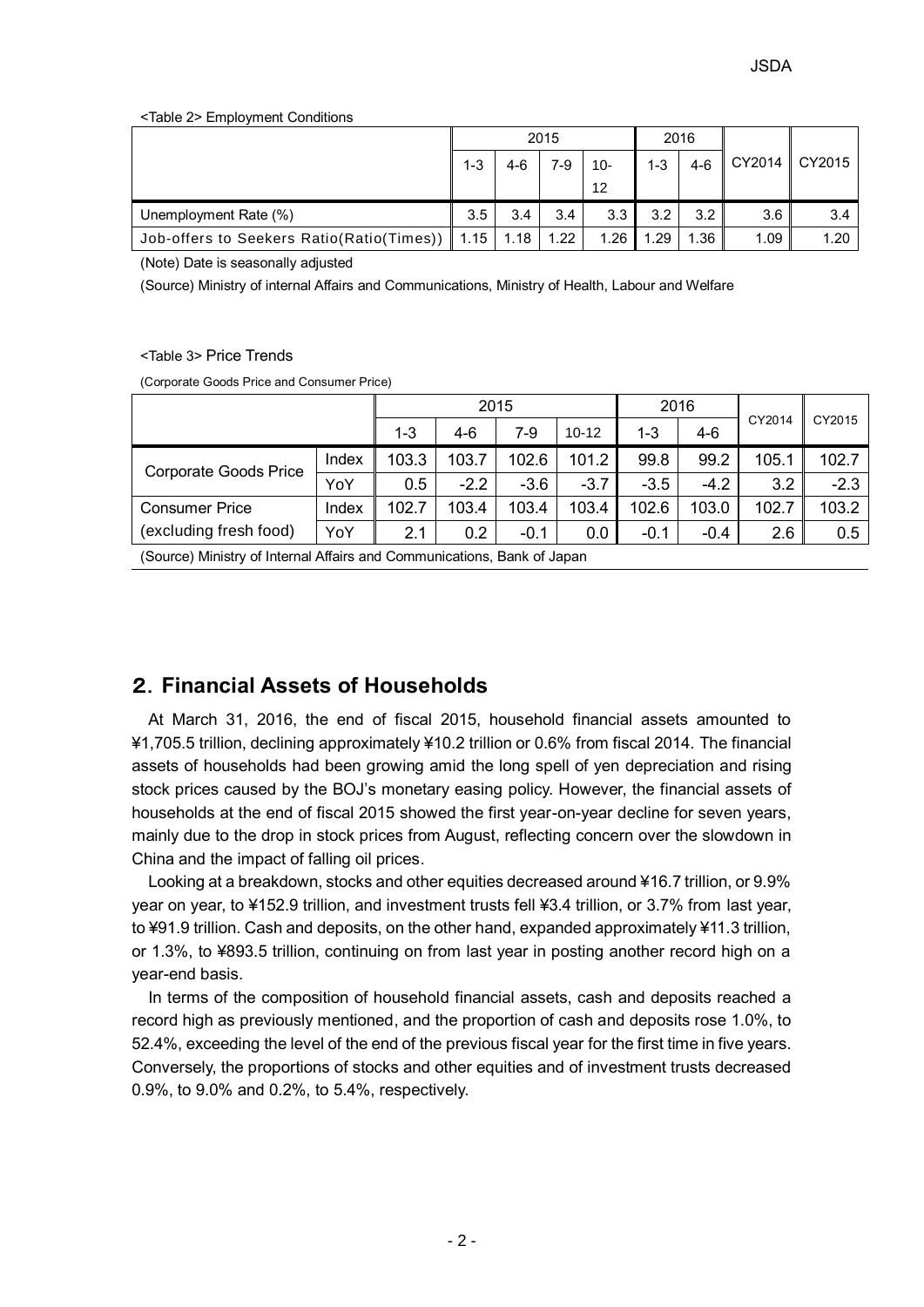<Table 2> Employment Conditions

| | 2015 | | | | 2016 | | CY2014 | CY2015 |
|---|---|---|---|---|---|---|---|---|
| | 1-3 | 4-6 | 7-9 | 10-12 | 1-3 | 4-6 | | |
| Unemployment Rate (%) | 3.5 | 3.4 | 3.4 | 3.3 | 3.2 | 3.2 | 3.6 | 3.4 |
| Job-offers to Seekers Ratio(Ratio(Times)) | 1.15 | 1.18 | 1.22 | 1.26 | 1.29 | 1.36 | 1.09 | 1.20 |

(Note) Date is seasonally adjusted

(Source) Ministry of internal Affairs and Communications, Ministry of Health, Labour and Welfare

<Table 3> Price Trends

(Corporate Goods Price and Consumer Price)

| | | 2015 | | | | 2016 | | CY2014 | CY2015 |
|---|---|---|---|---|---|---|---|---|---|
| | | 1-3 | 4-6 | 7-9 | 10-12 | 1-3 | 4-6 | | |
| Corporate Goods Price | Index | 103.3 | 103.7 | 102.6 | 101.2 | 99.8 | 99.2 | 105.1 | 102.7 |
| | YoY | 0.5 | -2.2 | -3.6 | -3.7 | -3.5 | -4.2 | 3.2 | -2.3 |
| Consumer Price (excluding fresh food) | Index | 102.7 | 103.4 | 103.4 | 103.4 | 102.6 | 103.0 | 102.7 | 103.2 |
| | YoY | 2.1 | 0.2 | -0.1 | 0.0 | -0.1 | -0.4 | 2.6 | 0.5 |

(Source) Ministry of Internal Affairs and Communications, Bank of Japan

## 2. Financial Assets of Households

At March 31, 2016, the end of fiscal 2015, household financial assets amounted to ¥1,705.5 trillion, declining approximately ¥10.2 trillion or 0.6% from fiscal 2014. The financial assets of households had been growing amid the long spell of yen depreciation and rising stock prices caused by the BOJ's monetary easing policy. However, the financial assets of households at the end of fiscal 2015 showed the first year-on-year decline for seven years, mainly due to the drop in stock prices from August, reflecting concern over the slowdown in China and the impact of falling oil prices.

Looking at a breakdown, stocks and other equities decreased around ¥16.7 trillion, or 9.9% year on year, to ¥152.9 trillion, and investment trusts fell ¥3.4 trillion, or 3.7% from last year, to ¥91.9 trillion. Cash and deposits, on the other hand, expanded approximately ¥11.3 trillion, or 1.3%, to ¥893.5 trillion, continuing on from last year in posting another record high on a year-end basis.

In terms of the composition of household financial assets, cash and deposits reached a record high as previously mentioned, and the proportion of cash and deposits rose 1.0%, to 52.4%, exceeding the level of the end of the previous fiscal year for the first time in five years. Conversely, the proportions of stocks and other equities and of investment trusts decreased 0.9%, to 9.0% and 0.2%, to 5.4%, respectively.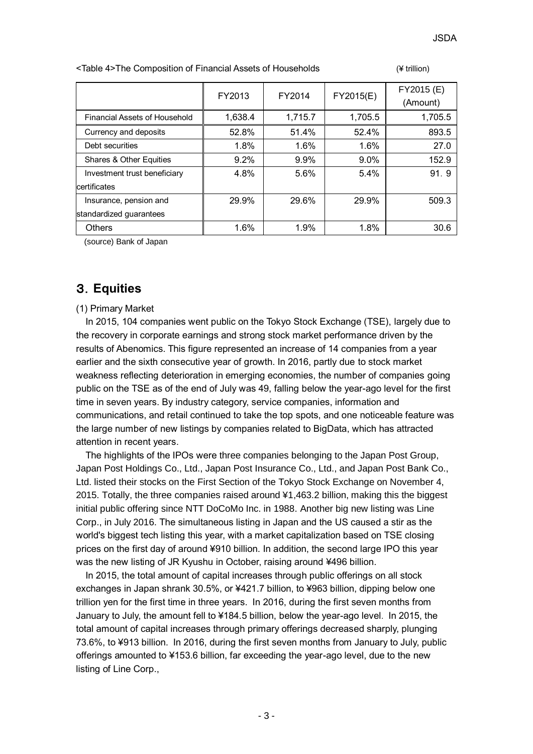<Table 4>The Composition of Financial Assets of Households (¥ trillion)

| | FY2013 | FY2014 | FY2015(E) | FY2015 (E) (Amount) |
|---|---|---|---|---|
| Financial Assets of Household | 1,638.4 | 1,715.7 | 1,705.5 | 1,705.5 |
| Currency and deposits | 52.8% | 51.4% | 52.4% | 893.5 |
| Debt securities | 1.8% | 1.6% | 1.6% | 27.0 |
| Shares & Other Equities | 9.2% | 9.9% | 9.0% | 152.9 |
| Investment trust beneficiary certificates | 4.8% | 5.6% | 5.4% | 91．9 |
| Insurance, pension and standardized guarantees | 29.9% | 29.6% | 29.9% | 509.3 |
| Others | 1.6% | 1.9% | 1.8% | 30.6 |

(source) Bank of Japan

## 3. Equities

(1) Primary Market

In 2015, 104 companies went public on the Tokyo Stock Exchange (TSE), largely due to the recovery in corporate earnings and strong stock market performance driven by the results of Abenomics. This figure represented an increase of 14 companies from a year earlier and the sixth consecutive year of growth. In 2016, partly due to stock market weakness reflecting deterioration in emerging economies, the number of companies going public on the TSE as of the end of July was 49, falling below the year-ago level for the first time in seven years. By industry category, service companies, information and communications, and retail continued to take the top spots, and one noticeable feature was the large number of new listings by companies related to BigData, which has attracted attention in recent years.

The highlights of the IPOs were three companies belonging to the Japan Post Group, Japan Post Holdings Co., Ltd., Japan Post Insurance Co., Ltd., and Japan Post Bank Co., Ltd. listed their stocks on the First Section of the Tokyo Stock Exchange on November 4, 2015. Totally, the three companies raised around ¥1,463.2 billion, making this the biggest initial public offering since NTT DoCoMo Inc. in 1988. Another big new listing was Line Corp., in July 2016. The simultaneous listing in Japan and the US caused a stir as the world's biggest tech listing this year, with a market capitalization based on TSE closing prices on the first day of around ¥910 billion. In addition, the second large IPO this year was the new listing of JR Kyushu in October, raising around ¥496 billion.

In 2015, the total amount of capital increases through public offerings on all stock exchanges in Japan shrank 30.5%, or ¥421.7 billion, to ¥963 billion, dipping below one trillion yen for the first time in three years. In 2016, during the first seven months from January to July, the amount fell to ¥184.5 billion, below the year-ago level. In 2015, the total amount of capital increases through primary offerings decreased sharply, plunging 73.6%, to ¥913 billion. In 2016, during the first seven months from January to July, public offerings amounted to ¥153.6 billion, far exceeding the year-ago level, due to the new listing of Line Corp.,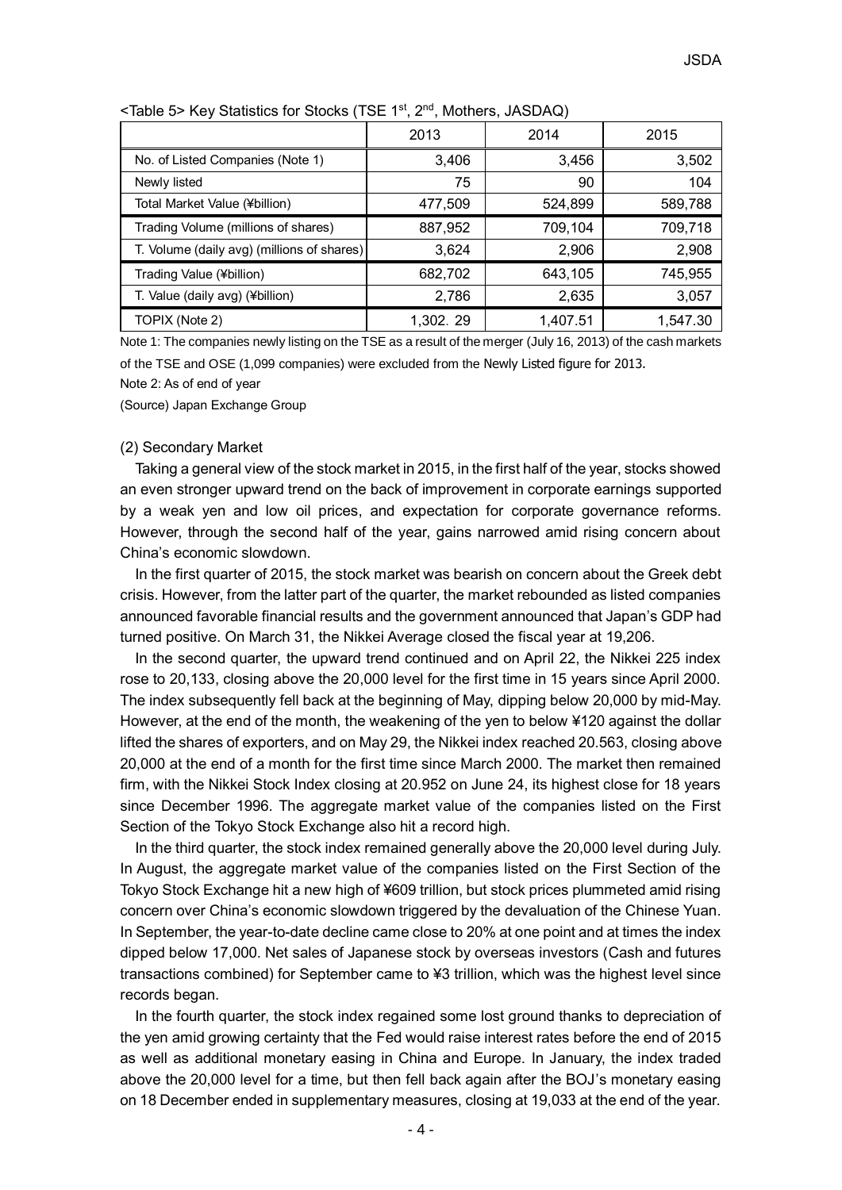<Table 5> Key Statistics for Stocks (TSE 1st, 2nd, Mothers, JASDAQ)

| | 2013 | 2014 | 2015 |
|---|---|---|---|
| No. of Listed Companies (Note 1) | 3,406 | 3,456 | 3,502 |
| Newly listed | 75 | 90 | 104 |
| Total Market Value (¥billion) | 477,509 | 524,899 | 589,788 |
| Trading Volume (millions of shares) | 887,952 | 709,104 | 709,718 |
| T. Volume (daily avg) (millions of shares) | 3,624 | 2,906 | 2,908 |
| Trading Value (¥billion) | 682,702 | 643,105 | 745,955 |
| T. Value (daily avg) (¥billion) | 2,786 | 2,635 | 3,057 |
| TOPIX (Note 2) | 1,302. 29 | 1,407.51 | 1,547.30 |

Note 1: The companies newly listing on the TSE as a result of the merger (July 16, 2013) of the cash markets of the TSE and OSE (1,099 companies) were excluded from the Newly Listed figure for 2013.

Note 2: As of end of year

(Source) Japan Exchange Group

(2) Secondary Market

Taking a general view of the stock market in 2015, in the first half of the year, stocks showed an even stronger upward trend on the back of improvement in corporate earnings supported by a weak yen and low oil prices, and expectation for corporate governance reforms. However, through the second half of the year, gains narrowed amid rising concern about China's economic slowdown.

In the first quarter of 2015, the stock market was bearish on concern about the Greek debt crisis. However, from the latter part of the quarter, the market rebounded as listed companies announced favorable financial results and the government announced that Japan's GDP had turned positive. On March 31, the Nikkei Average closed the fiscal year at 19,206.

In the second quarter, the upward trend continued and on April 22, the Nikkei 225 index rose to 20,133, closing above the 20,000 level for the first time in 15 years since April 2000. The index subsequently fell back at the beginning of May, dipping below 20,000 by mid-May. However, at the end of the month, the weakening of the yen to below ¥120 against the dollar lifted the shares of exporters, and on May 29, the Nikkei index reached 20.563, closing above 20,000 at the end of a month for the first time since March 2000. The market then remained firm, with the Nikkei Stock Index closing at 20.952 on June 24, its highest close for 18 years since December 1996. The aggregate market value of the companies listed on the First Section of the Tokyo Stock Exchange also hit a record high.

In the third quarter, the stock index remained generally above the 20,000 level during July. In August, the aggregate market value of the companies listed on the First Section of the Tokyo Stock Exchange hit a new high of ¥609 trillion, but stock prices plummeted amid rising concern over China's economic slowdown triggered by the devaluation of the Chinese Yuan. In September, the year-to-date decline came close to 20% at one point and at times the index dipped below 17,000. Net sales of Japanese stock by overseas investors (Cash and futures transactions combined) for September came to ¥3 trillion, which was the highest level since records began.

In the fourth quarter, the stock index regained some lost ground thanks to depreciation of the yen amid growing certainty that the Fed would raise interest rates before the end of 2015 as well as additional monetary easing in China and Europe. In January, the index traded above the 20,000 level for a time, but then fell back again after the BOJ's monetary easing on 18 December ended in supplementary measures, closing at 19,033 at the end of the year.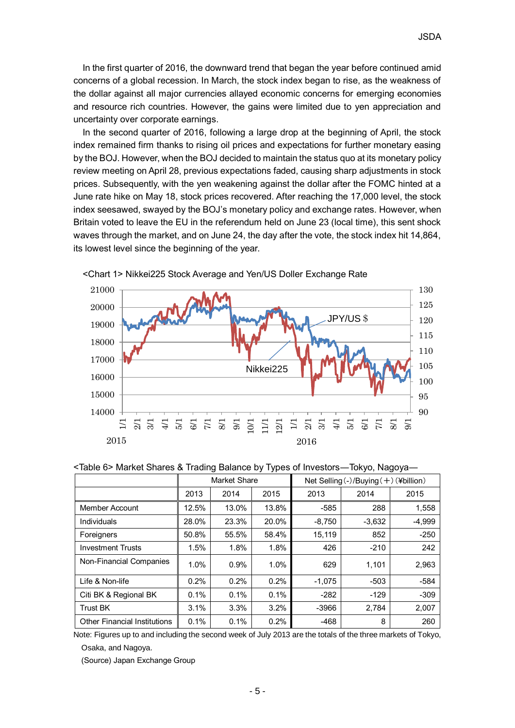In the first quarter of 2016, the downward trend that began the year before continued amid concerns of a global recession. In March, the stock index began to rise, as the weakness of the dollar against all major currencies allayed economic concerns for emerging economies and resource rich countries. However, the gains were limited due to yen appreciation and uncertainty over corporate earnings.

In the second quarter of 2016, following a large drop at the beginning of April, the stock index remained firm thanks to rising oil prices and expectations for further monetary easing by the BOJ. However, when the BOJ decided to maintain the status quo at its monetary policy review meeting on April 28, previous expectations faded, causing sharp adjustments in stock prices. Subsequently, with the yen weakening against the dollar after the FOMC hinted at a June rate hike on May 18, stock prices recovered. After reaching the 17,000 level, the stock index seesawed, swayed by the BOJ's monetary policy and exchange rates. However, when Britain voted to leave the EU in the referendum held on June 23 (local time), this sent shock waves through the market, and on June 24, the day after the vote, the stock index hit 14,864, its lowest level since the beginning of the year.

<Chart 1> Nikkei225 Stock Average and Yen/US Doller Exchange Rate

<Table 6> Market Shares & Trading Balance by Types of Investors—Tokyo, Nagoya—

| | Market Share | | | Net Selling(-)/Buying(+)(¥billion) | | |
|---|---|---|---|---|---|---|
| | 2013 | 2014 | 2015 | 2013 | 2014 | 2015 |
| Member Account | 12.5% | 13.0% | 13.8% | -585 | 288 | 1,558 |
| Individuals | 28.0% | 23.3% | 20.0% | -8,750 | -3,632 | -4,999 |
| Foreigners | 50.8% | 55.5% | 58.4% | 15,119 | 852 | -250 |
| Investment Trusts | 1.5% | 1.8% | 1.8% | 426 | -210 | 242 |
| Non-Financial Companies | 1.0% | 0.9% | 1.0% | 629 | 1,101 | 2,963 |
| Life & Non-life | 0.2% | 0.2% | 0.2% | -1,075 | -503 | -584 |
| Citi BK & Regional BK | 0.1% | 0.1% | 0.1% | -282 | -129 | -309 |
| Trust BK | 3.1% | 3.3% | 3.2% | -3966 | 2,784 | 2,007 |
| Other Financial Institutions | 0.1% | 0.1% | 0.2% | -468 | 8 | 260 |

Note: Figures up to and including the second week of July 2013 are the totals of the three markets of Tokyo, Osaka, and Nagoya.

(Source) Japan Exchange Group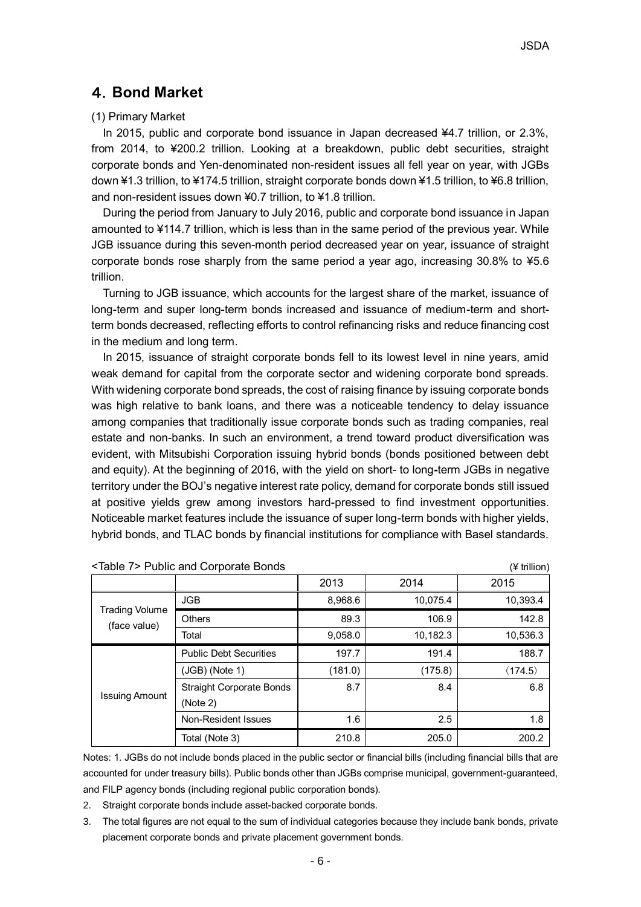## 4. Bond Market

(1) Primary Market

In 2015, public and corporate bond issuance in Japan decreased ¥4.7 trillion, or 2.3%, from 2014, to ¥200.2 trillion. Looking at a breakdown, public debt securities, straight corporate bonds and Yen-denominated non-resident issues all fell year on year, with JGBs down ¥1.3 trillion, to ¥174.5 trillion, straight corporate bonds down ¥1.5 trillion, to ¥6.8 trillion, and non-resident issues down ¥0.7 trillion, to ¥1.8 trillion.

During the period from January to July 2016, public and corporate bond issuance in Japan amounted to ¥114.7 trillion, which is less than in the same period of the previous year. While JGB issuance during this seven-month period decreased year on year, issuance of straight corporate bonds rose sharply from the same period a year ago, increasing 30.8% to ¥5.6 trillion.

Turning to JGB issuance, which accounts for the largest share of the market, issuance of long-term and super long-term bonds increased and issuance of medium-term and short-term bonds decreased, reflecting efforts to control refinancing risks and reduce financing cost in the medium and long term.

In 2015, issuance of straight corporate bonds fell to its lowest level in nine years, amid weak demand for capital from the corporate sector and widening corporate bond spreads. With widening corporate bond spreads, the cost of raising finance by issuing corporate bonds was high relative to bank loans, and there was a noticeable tendency to delay issuance among companies that traditionally issue corporate bonds such as trading companies, real estate and non-banks. In such an environment, a trend toward product diversification was evident, with Mitsubishi Corporation issuing hybrid bonds (bonds positioned between debt and equity). At the beginning of 2016, with the yield on short- to long-term JGBs in negative territory under the BOJ's negative interest rate policy, demand for corporate bonds still issued at positive yields grew among investors hard-pressed to find investment opportunities. Noticeable market features include the issuance of super long-term bonds with higher yields, hybrid bonds, and TLAC bonds by financial institutions for compliance with Basel standards.

<Table 7> Public and Corporate Bonds (¥ trillion)

| | | 2013 | 2014 | 2015 |
|---|---|---|---|---|
| Trading Volume (face value) | JGB | 8,968.6 | 10,075.4 | 10,393.4 |
| | Others | 89.3 | 106.9 | 142.8 |
| | Total | 9,058.0 | 10,182.3 | 10,536.3 |
| Issuing Amount | Public Debt Securities | 197.7 | 191.4 | 188.7 |
| | (JGB) (Note 1) | (181.0) | (175.8) | (174.5) |
| | Straight Corporate Bonds (Note 2) | 8.7 | 8.4 | 6.8 |
| | Non-Resident Issues | 1.6 | 2.5 | 1.8 |
| | Total (Note 3) | 210.8 | 205.0 | 200.2 |

Notes: 1. JGBs do not include bonds placed in the public sector or financial bills (including financial bills that are accounted for under treasury bills). Public bonds other than JGBs comprise municipal, government-guaranteed, and FILP agency bonds (including regional public corporation bonds).

2. Straight corporate bonds include asset-backed corporate bonds.

3. The total figures are not equal to the sum of individual categories because they include bank bonds, private placement corporate bonds and private placement government bonds.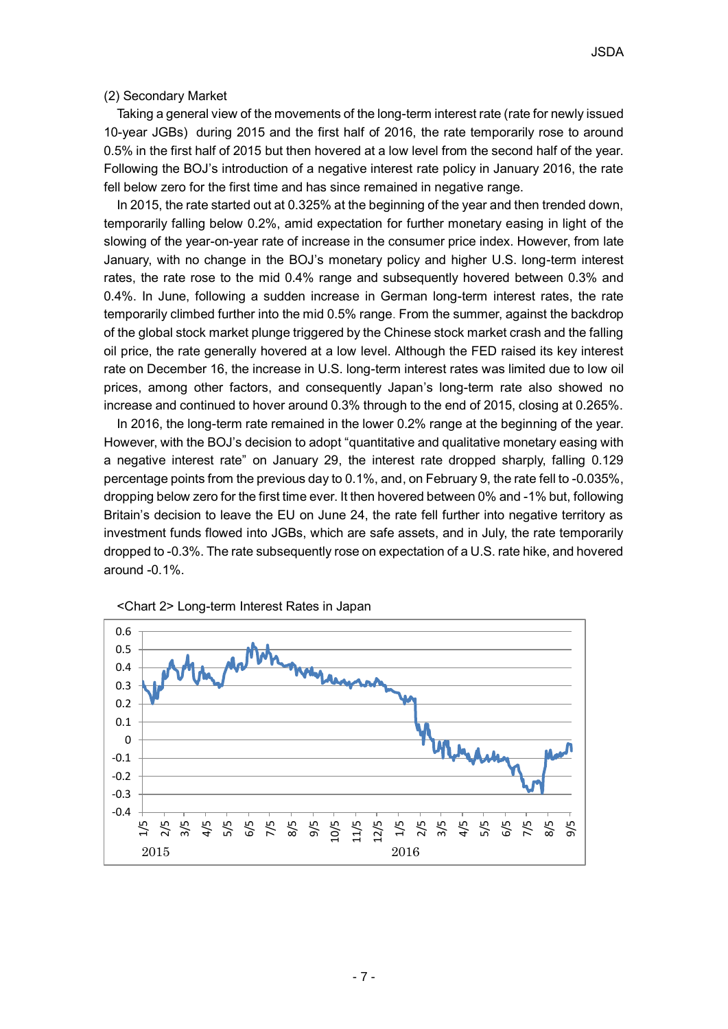(2) Secondary Market

Taking a general view of the movements of the long-term interest rate (rate for newly issued 10-year JGBs) during 2015 and the first half of 2016, the rate temporarily rose to around 0.5% in the first half of 2015 but then hovered at a low level from the second half of the year. Following the BOJ's introduction of a negative interest rate policy in January 2016, the rate fell below zero for the first time and has since remained in negative range.

In 2015, the rate started out at 0.325% at the beginning of the year and then trended down, temporarily falling below 0.2%, amid expectation for further monetary easing in light of the slowing of the year-on-year rate of increase in the consumer price index. However, from late January, with no change in the BOJ's monetary policy and higher U.S. long-term interest rates, the rate rose to the mid 0.4% range and subsequently hovered between 0.3% and 0.4%. In June, following a sudden increase in German long-term interest rates, the rate temporarily climbed further into the mid 0.5% range. From the summer, against the backdrop of the global stock market plunge triggered by the Chinese stock market crash and the falling oil price, the rate generally hovered at a low level. Although the FED raised its key interest rate on December 16, the increase in U.S. long-term interest rates was limited due to low oil prices, among other factors, and consequently Japan's long-term rate also showed no increase and continued to hover around 0.3% through to the end of 2015, closing at 0.265%.

In 2016, the long-term rate remained in the lower 0.2% range at the beginning of the year. However, with the BOJ's decision to adopt "quantitative and qualitative monetary easing with a negative interest rate" on January 29, the interest rate dropped sharply, falling 0.129 percentage points from the previous day to 0.1%, and, on February 9, the rate fell to -0.035%, dropping below zero for the first time ever. It then hovered between 0% and -1% but, following Britain's decision to leave the EU on June 24, the rate fell further into negative territory as investment funds flowed into JGBs, which are safe assets, and in July, the rate temporarily dropped to -0.3%. The rate subsequently rose on expectation of a U.S. rate hike, and hovered around -0.1%.

<Chart 2> Long-term Interest Rates in Japan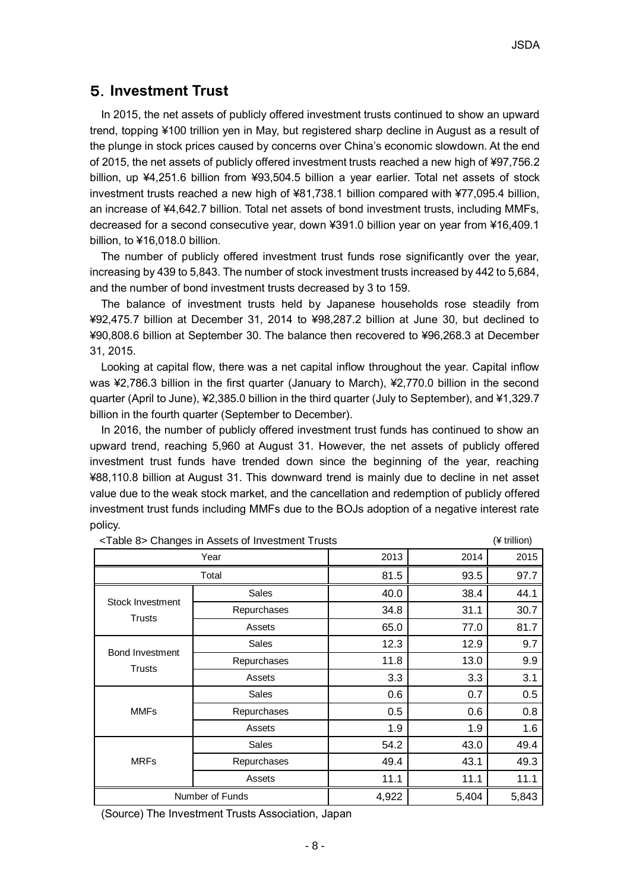## 5. Investment Trust

In 2015, the net assets of publicly offered investment trusts continued to show an upward trend, topping ¥100 trillion yen in May, but registered sharp decline in August as a result of the plunge in stock prices caused by concerns over China's economic slowdown. At the end of 2015, the net assets of publicly offered investment trusts reached a new high of ¥97,756.2 billion, up ¥4,251.6 billion from ¥93,504.5 billion a year earlier. Total net assets of stock investment trusts reached a new high of ¥81,738.1 billion compared with ¥77,095.4 billion, an increase of ¥4,642.7 billion. Total net assets of bond investment trusts, including MMFs, decreased for a second consecutive year, down ¥391.0 billion year on year from ¥16,409.1 billion, to ¥16,018.0 billion.

The number of publicly offered investment trust funds rose significantly over the year, increasing by 439 to 5,843. The number of stock investment trusts increased by 442 to 5,684, and the number of bond investment trusts decreased by 3 to 159.

The balance of investment trusts held by Japanese households rose steadily from ¥92,475.7 billion at December 31, 2014 to ¥98,287.2 billion at June 30, but declined to ¥90,808.6 billion at September 30. The balance then recovered to ¥96,268.3 at December 31, 2015.

Looking at capital flow, there was a net capital inflow throughout the year. Capital inflow was ¥2,786.3 billion in the first quarter (January to March), ¥2,770.0 billion in the second quarter (April to June), ¥2,385.0 billion in the third quarter (July to September), and ¥1,329.7 billion in the fourth quarter (September to December).

In 2016, the number of publicly offered investment trust funds has continued to show an upward trend, reaching 5,960 at August 31. However, the net assets of publicly offered investment trust funds have trended down since the beginning of the year, reaching ¥88,110.8 billion at August 31. This downward trend is mainly due to decline in net asset value due to the weak stock market, and the cancellation and redemption of publicly offered investment trust funds including MMFs due to the BOJs adoption of a negative interest rate policy.

<Table 8> Changes in Assets of Investment Trusts (¥ trillion)

| Year | | 2013 | 2014 | 2015 |
|---|---|---|---|---|
| Total | | 81.5 | 93.5 | 97.7 |
| Stock Investment Trusts | Sales | 40.0 | 38.4 | 44.1 |
| | Repurchases | 34.8 | 31.1 | 30.7 |
| | Assets | 65.0 | 77.0 | 81.7 |
| Bond Investment Trusts | Sales | 12.3 | 12.9 | 9.7 |
| | Repurchases | 11.8 | 13.0 | 9.9 |
| | Assets | 3.3 | 3.3 | 3.1 |
| MMFs | Sales | 0.6 | 0.7 | 0.5 |
| | Repurchases | 0.5 | 0.6 | 0.8 |
| | Assets | 1.9 | 1.9 | 1.6 |
| MRFs | Sales | 54.2 | 43.0 | 49.4 |
| | Repurchases | 49.4 | 43.1 | 49.3 |
| | Assets | 11.1 | 11.1 | 11.1 |
| Number of Funds | | 4,922 | 5,404 | 5,843 |

(Source) The Investment Trusts Association, Japan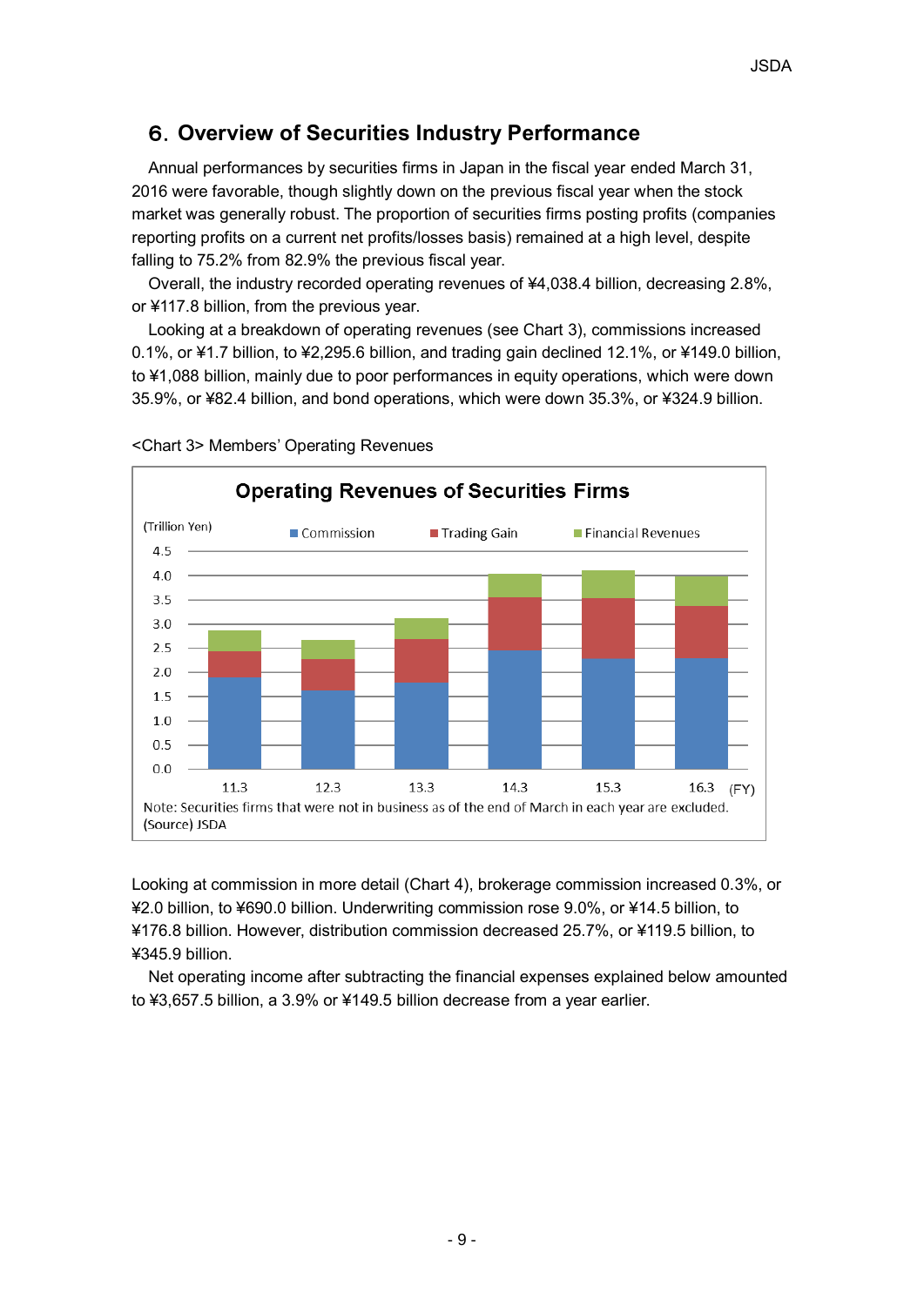## 6. Overview of Securities Industry Performance

Annual performances by securities firms in Japan in the fiscal year ended March 31, 2016 were favorable, though slightly down on the previous fiscal year when the stock market was generally robust. The proportion of securities firms posting profits (companies reporting profits on a current net profits/losses basis) remained at a high level, despite falling to 75.2% from 82.9% the previous fiscal year.

Overall, the industry recorded operating revenues of ¥4,038.4 billion, decreasing 2.8%, or ¥117.8 billion, from the previous year.

Looking at a breakdown of operating revenues (see Chart 3), commissions increased 0.1%, or ¥1.7 billion, to ¥2,295.6 billion, and trading gain declined 12.1%, or ¥149.0 billion, to ¥1,088 billion, mainly due to poor performances in equity operations, which were down 35.9%, or ¥82.4 billion, and bond operations, which were down 35.3%, or ¥324.9 billion.

<Chart 3> Members' Operating Revenues

**Operating Revenues of Securities Firms**

(Trillion Yen)

Legend: Commission, Trading Gain, Financial Revenues

FY: 11.3, 12.3, 13.3, 14.3, 15.3, 16.3

Note: Securities firms that were not in business as of the end of March in each year are excluded.
(Source) JSDA

Looking at commission in more detail (Chart 4), brokerage commission increased 0.3%, or ¥2.0 billion, to ¥690.0 billion. Underwriting commission rose 9.0%, or ¥14.5 billion, to ¥176.8 billion. However, distribution commission decreased 25.7%, or ¥119.5 billion, to ¥345.9 billion.

Net operating income after subtracting the financial expenses explained below amounted to ¥3,657.5 billion, a 3.9% or ¥149.5 billion decrease from a year earlier.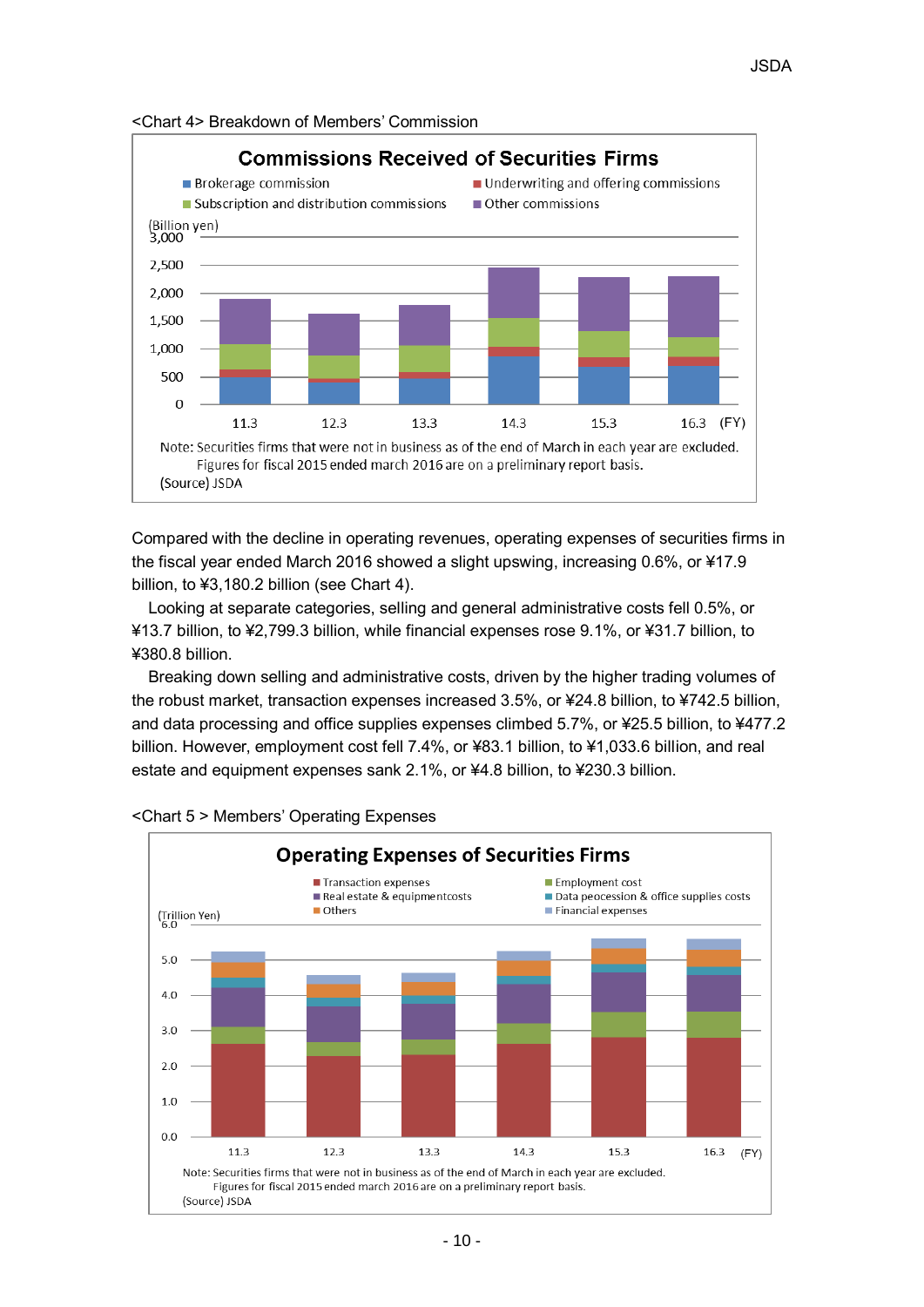<Chart 4> Breakdown of Members' Commission

**Commissions Received of Securities Firms**

- Brokerage commission
- Underwriting and offering commissions
- Subscription and distribution commissions
- Other commissions

(Billion yen)

Note: Securities firms that were not in business as of the end of March in each year are excluded.
Figures for fiscal 2015 ended march 2016 are on a preliminary report basis.
(Source) JSDA

Compared with the decline in operating revenues, operating expenses of securities firms in the fiscal year ended March 2016 showed a slight upswing, increasing 0.6%, or ¥17.9 billion, to ¥3,180.2 billion (see Chart 4).

Looking at separate categories, selling and general administrative costs fell 0.5%, or ¥13.7 billion, to ¥2,799.3 billion, while financial expenses rose 9.1%, or ¥31.7 billion, to ¥380.8 billion.

Breaking down selling and administrative costs, driven by the higher trading volumes of the robust market, transaction expenses increased 3.5%, or ¥24.8 billion, to ¥742.5 billion, and data processing and office supplies expenses climbed 5.7%, or ¥25.5 billion, to ¥477.2 billion. However, employment cost fell 7.4%, or ¥83.1 billion, to ¥1,033.6 billion, and real estate and equipment expenses sank 2.1%, or ¥4.8 billion, to ¥230.3 billion.

<Chart 5 > Members' Operating Expenses

**Operating Expenses of Securities Firms**

- Transaction expenses
- Employment cost
- Real estate & equipmentcosts
- Data peocession & office supplies costs
- Others
- Financial expenses

(Trillion Yen)

Note: Securities firms that were not in business as of the end of March in each year are excluded.
Figures for fiscal 2015 ended march 2016 are on a preliminary report basis.
(Source) JSDA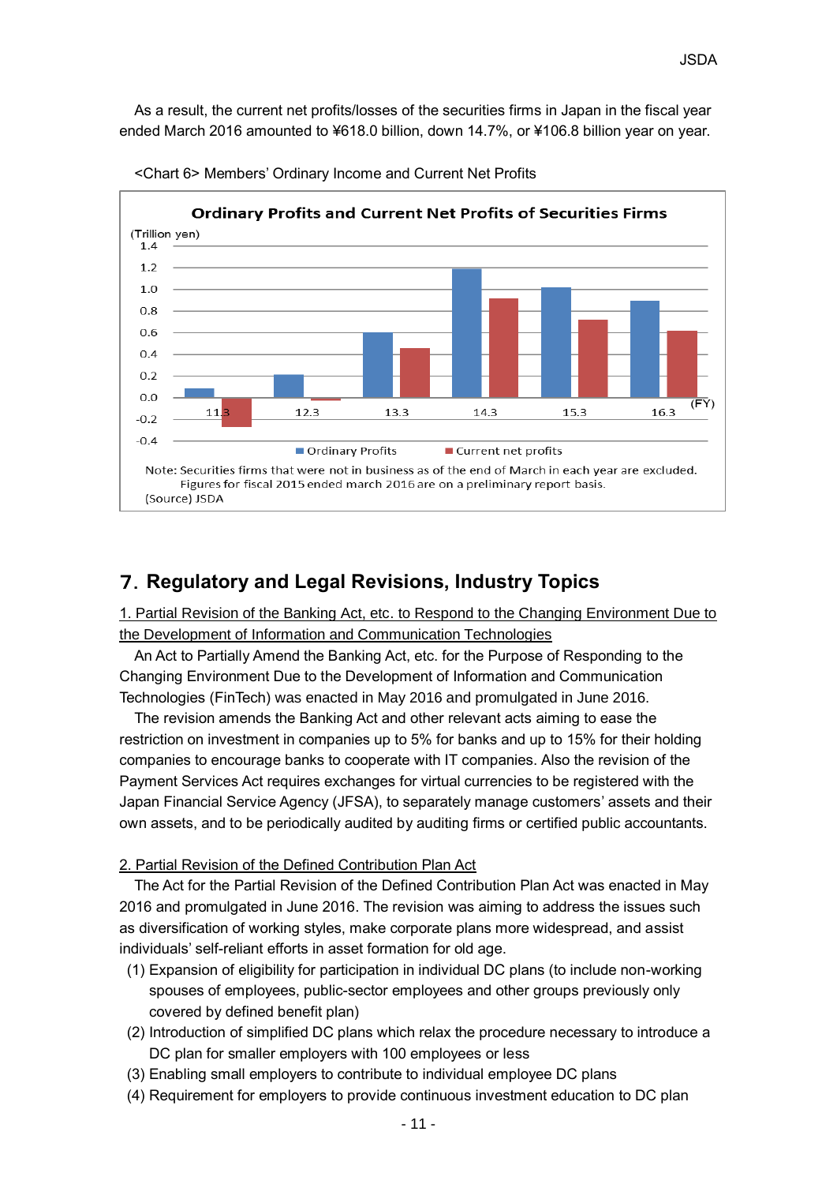As a result, the current net profits/losses of the securities firms in Japan in the fiscal year ended March 2016 amounted to ¥618.0 billion, down 14.7%, or ¥106.8 billion year on year.

<Chart 6> Members' Ordinary Income and Current Net Profits

**Ordinary Profits and Current Net Profits of Securities Firms**

(Trillion yen)

■ Ordinary Profits ■ Current net profits

(FY) 11.3, 12.3, 13.3, 14.3, 15.3, 16.3

Note: Securities firms that were not in business as of the end of March in each year are excluded. Figures for fiscal 2015 ended march 2016 are on a preliminary report basis.

(Source) JSDA

## 7. Regulatory and Legal Revisions, Industry Topics

1. Partial Revision of the Banking Act, etc. to Respond to the Changing Environment Due to the Development of Information and Communication Technologies

An Act to Partially Amend the Banking Act, etc. for the Purpose of Responding to the Changing Environment Due to the Development of Information and Communication Technologies (FinTech) was enacted in May 2016 and promulgated in June 2016.

The revision amends the Banking Act and other relevant acts aiming to ease the restriction on investment in companies up to 5% for banks and up to 15% for their holding companies to encourage banks to cooperate with IT companies. Also the revision of the Payment Services Act requires exchanges for virtual currencies to be registered with the Japan Financial Service Agency (JFSA), to separately manage customers' assets and their own assets, and to be periodically audited by auditing firms or certified public accountants.

2. Partial Revision of the Defined Contribution Plan Act

The Act for the Partial Revision of the Defined Contribution Plan Act was enacted in May 2016 and promulgated in June 2016. The revision was aiming to address the issues such as diversification of working styles, make corporate plans more widespread, and assist individuals' self-reliant efforts in asset formation for old age.

(1) Expansion of eligibility for participation in individual DC plans (to include non-working spouses of employees, public-sector employees and other groups previously only covered by defined benefit plan)

(2) Introduction of simplified DC plans which relax the procedure necessary to introduce a DC plan for smaller employers with 100 employees or less

(3) Enabling small employers to contribute to individual employee DC plans

(4) Requirement for employers to provide continuous investment education to DC plan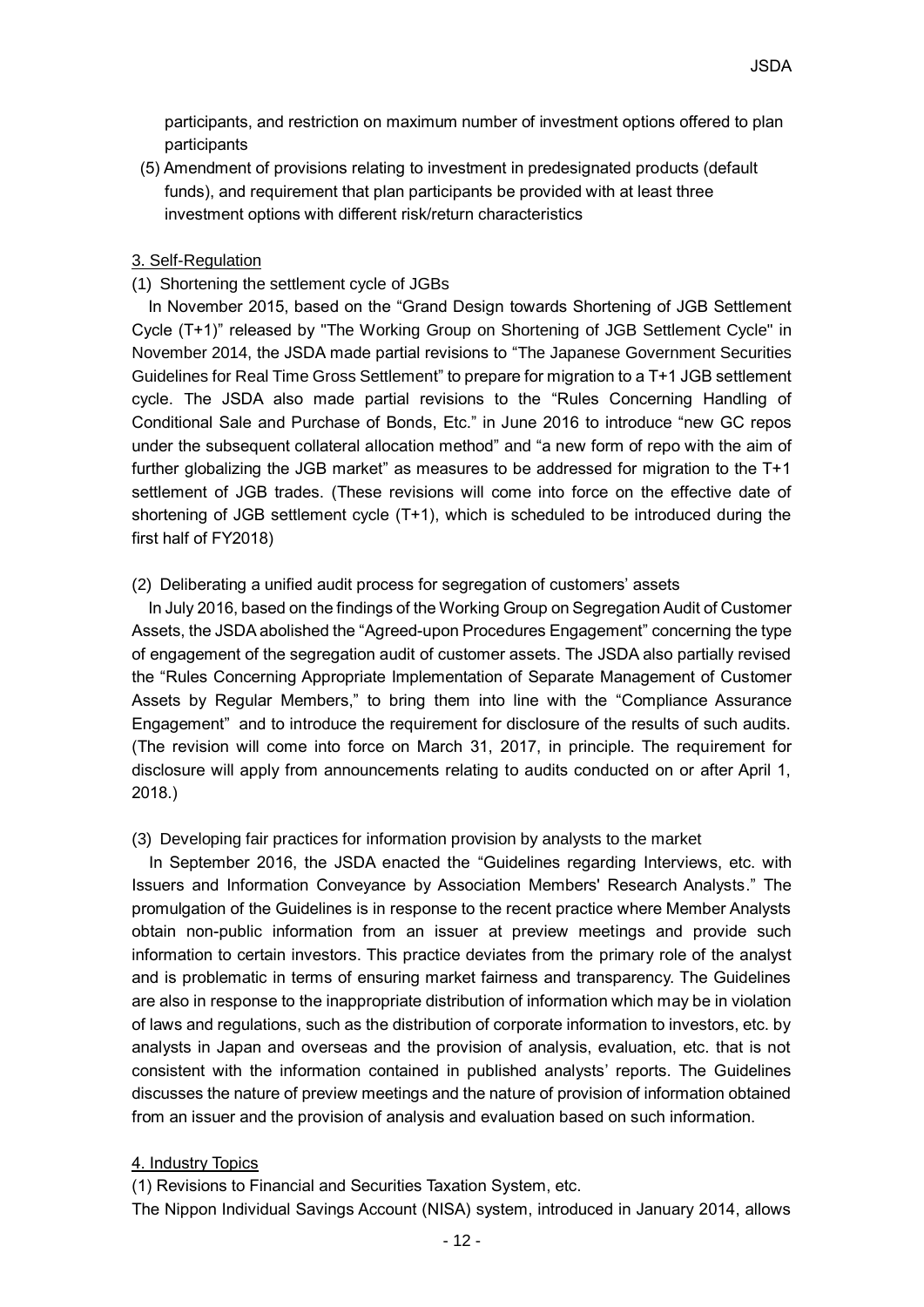participants, and restriction on maximum number of investment options offered to plan participants

(5) Amendment of provisions relating to investment in predesignated products (default funds), and requirement that plan participants be provided with at least three investment options with different risk/return characteristics

## 3. Self-Regulation

### (1) Shortening the settlement cycle of JGBs

In November 2015, based on the "Grand Design towards Shortening of JGB Settlement Cycle (T+1)" released by "The Working Group on Shortening of JGB Settlement Cycle" in November 2014, the JSDA made partial revisions to "The Japanese Government Securities Guidelines for Real Time Gross Settlement" to prepare for migration to a T+1 JGB settlement cycle. The JSDA also made partial revisions to the "Rules Concerning Handling of Conditional Sale and Purchase of Bonds, Etc." in June 2016 to introduce "new GC repos under the subsequent collateral allocation method" and "a new form of repo with the aim of further globalizing the JGB market" as measures to be addressed for migration to the T+1 settlement of JGB trades. (These revisions will come into force on the effective date of shortening of JGB settlement cycle (T+1), which is scheduled to be introduced during the first half of FY2018)

### (2) Deliberating a unified audit process for segregation of customers' assets

In July 2016, based on the findings of the Working Group on Segregation Audit of Customer Assets, the JSDA abolished the "Agreed-upon Procedures Engagement" concerning the type of engagement of the segregation audit of customer assets. The JSDA also partially revised the "Rules Concerning Appropriate Implementation of Separate Management of Customer Assets by Regular Members," to bring them into line with the "Compliance Assurance Engagement" and to introduce the requirement for disclosure of the results of such audits. (The revision will come into force on March 31, 2017, in principle. The requirement for disclosure will apply from announcements relating to audits conducted on or after April 1, 2018.)

### (3) Developing fair practices for information provision by analysts to the market

In September 2016, the JSDA enacted the "Guidelines regarding Interviews, etc. with Issuers and Information Conveyance by Association Members' Research Analysts." The promulgation of the Guidelines is in response to the recent practice where Member Analysts obtain non-public information from an issuer at preview meetings and provide such information to certain investors. This practice deviates from the primary role of the analyst and is problematic in terms of ensuring market fairness and transparency. The Guidelines are also in response to the inappropriate distribution of information which may be in violation of laws and regulations, such as the distribution of corporate information to investors, etc. by analysts in Japan and overseas and the provision of analysis, evaluation, etc. that is not consistent with the information contained in published analysts' reports. The Guidelines discusses the nature of preview meetings and the nature of provision of information obtained from an issuer and the provision of analysis and evaluation based on such information.

## 4. Industry Topics

### (1) Revisions to Financial and Securities Taxation System, etc.

The Nippon Individual Savings Account (NISA) system, introduced in January 2014, allows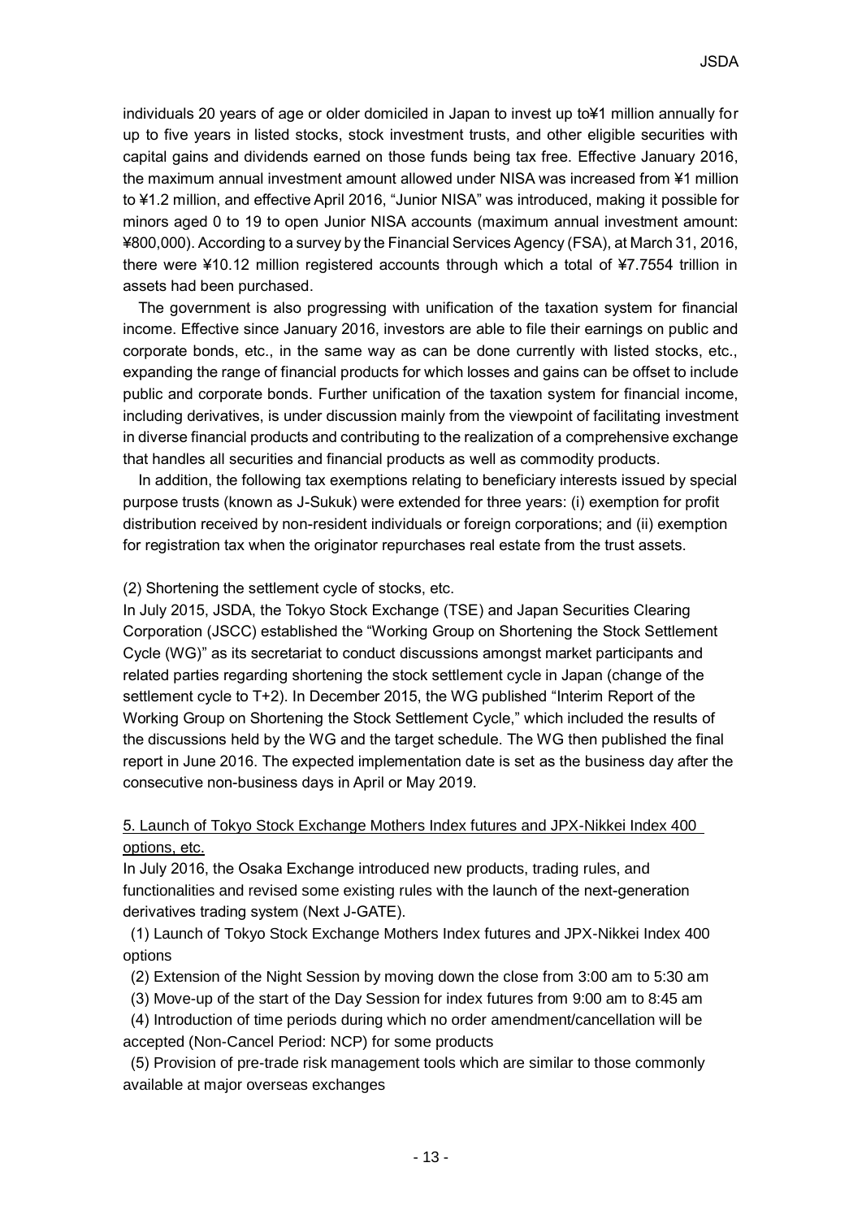individuals 20 years of age or older domiciled in Japan to invest up to¥1 million annually for up to five years in listed stocks, stock investment trusts, and other eligible securities with capital gains and dividends earned on those funds being tax free. Effective January 2016, the maximum annual investment amount allowed under NISA was increased from ¥1 million to ¥1.2 million, and effective April 2016, "Junior NISA" was introduced, making it possible for minors aged 0 to 19 to open Junior NISA accounts (maximum annual investment amount: ¥800,000). According to a survey by the Financial Services Agency (FSA), at March 31, 2016, there were ¥10.12 million registered accounts through which a total of ¥7.7554 trillion in assets had been purchased.

The government is also progressing with unification of the taxation system for financial income. Effective since January 2016, investors are able to file their earnings on public and corporate bonds, etc., in the same way as can be done currently with listed stocks, etc., expanding the range of financial products for which losses and gains can be offset to include public and corporate bonds. Further unification of the taxation system for financial income, including derivatives, is under discussion mainly from the viewpoint of facilitating investment in diverse financial products and contributing to the realization of a comprehensive exchange that handles all securities and financial products as well as commodity products.

In addition, the following tax exemptions relating to beneficiary interests issued by special purpose trusts (known as J-Sukuk) were extended for three years: (i) exemption for profit distribution received by non-resident individuals or foreign corporations; and (ii) exemption for registration tax when the originator repurchases real estate from the trust assets.

(2) Shortening the settlement cycle of stocks, etc.

In July 2015, JSDA, the Tokyo Stock Exchange (TSE) and Japan Securities Clearing Corporation (JSCC) established the "Working Group on Shortening the Stock Settlement Cycle (WG)" as its secretariat to conduct discussions amongst market participants and related parties regarding shortening the stock settlement cycle in Japan (change of the settlement cycle to T+2). In December 2015, the WG published "Interim Report of the Working Group on Shortening the Stock Settlement Cycle," which included the results of the discussions held by the WG and the target schedule. The WG then published the final report in June 2016. The expected implementation date is set as the business day after the consecutive non-business days in April or May 2019.

## 5. Launch of Tokyo Stock Exchange Mothers Index futures and JPX-Nikkei Index 400 options, etc.

In July 2016, the Osaka Exchange introduced new products, trading rules, and functionalities and revised some existing rules with the launch of the next-generation derivatives trading system (Next J-GATE).

(1) Launch of Tokyo Stock Exchange Mothers Index futures and JPX-Nikkei Index 400 options

(2) Extension of the Night Session by moving down the close from 3:00 am to 5:30 am

(3) Move-up of the start of the Day Session for index futures from 9:00 am to 8:45 am

(4) Introduction of time periods during which no order amendment/cancellation will be accepted (Non-Cancel Period: NCP) for some products

(5) Provision of pre-trade risk management tools which are similar to those commonly available at major overseas exchanges